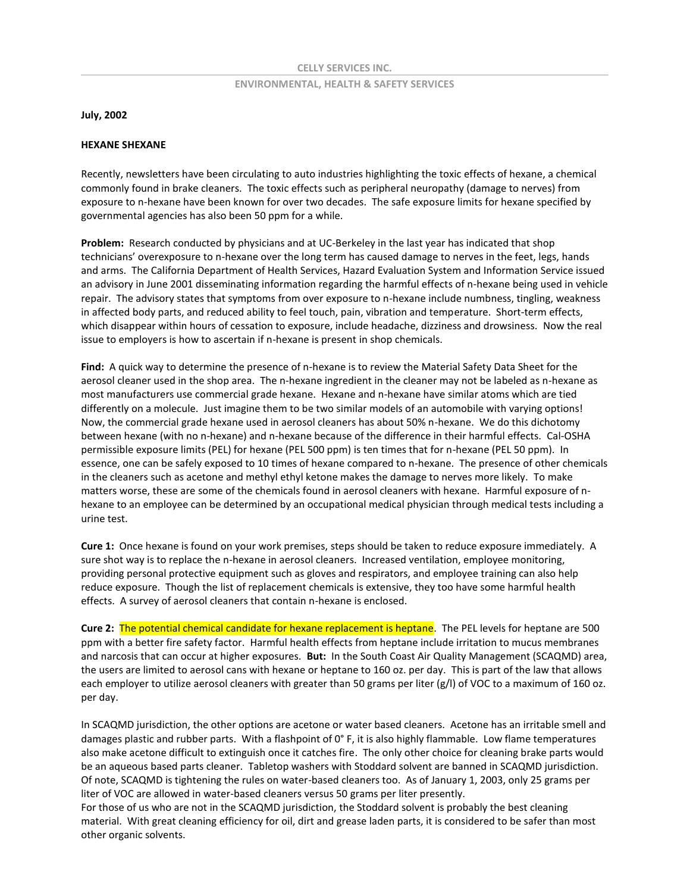CELLY SERVICES INC.

ENVIRONMENTAL, HEALTH & SAFETY SERVICES

**July, 2002**

**HEXANE SHEXANE**

Recently, newsletters have been circulating to auto industries highlighting the toxic effects of hexane, a chemical commonly found in brake cleaners. The toxic effects such as peripheral neuropathy (damage to nerves) from exposure to n-hexane have been known for over two decades. The safe exposure limits for hexane specified by governmental agencies has also been 50 ppm for a while.

**Problem:** Research conducted by physicians and at UC-Berkeley in the last year has indicated that shop technicians' overexposure to n-hexane over the long term has caused damage to nerves in the feet, legs, hands and arms. The California Department of Health Services, Hazard Evaluation System and Information Service issued an advisory in June 2001 disseminating information regarding the harmful effects of n-hexane being used in vehicle repair. The advisory states that symptoms from over exposure to n-hexane include numbness, tingling, weakness in affected body parts, and reduced ability to feel touch, pain, vibration and temperature. Short-term effects, which disappear within hours of cessation to exposure, include headache, dizziness and drowsiness. Now the real issue to employers is how to ascertain if n-hexane is present in shop chemicals.

**Find:** A quick way to determine the presence of n-hexane is to review the Material Safety Data Sheet for the aerosol cleaner used in the shop area. The n-hexane ingredient in the cleaner may not be labeled as n-hexane as most manufacturers use commercial grade hexane. Hexane and n-hexane have similar atoms which are tied differently on a molecule. Just imagine them to be two similar models of an automobile with varying options! Now, the commercial grade hexane used in aerosol cleaners has about 50% n-hexane. We do this dichotomy between hexane (with no n-hexane) and n-hexane because of the difference in their harmful effects. Cal-OSHA permissible exposure limits (PEL) for hexane (PEL 500 ppm) is ten times that for n-hexane (PEL 50 ppm). In essence, one can be safely exposed to 10 times of hexane compared to n-hexane. The presence of other chemicals in the cleaners such as acetone and methyl ethyl ketone makes the damage to nerves more likely. To make matters worse, these are some of the chemicals found in aerosol cleaners with hexane. Harmful exposure of n-hexane to an employee can be determined by an occupational medical physician through medical tests including a urine test.

**Cure 1:** Once hexane is found on your work premises, steps should be taken to reduce exposure immediately. A sure shot way is to replace the n-hexane in aerosol cleaners. Increased ventilation, employee monitoring, providing personal protective equipment such as gloves and respirators, and employee training can also help reduce exposure. Though the list of replacement chemicals is extensive, they too have some harmful health effects. A survey of aerosol cleaners that contain n-hexane is enclosed.

**Cure 2:** The potential chemical candidate for hexane replacement is heptane. The PEL levels for heptane are 500 ppm with a better fire safety factor. Harmful health effects from heptane include irritation to mucus membranes and narcosis that can occur at higher exposures. **But:** In the South Coast Air Quality Management (SCAQMD) area, the users are limited to aerosol cans with hexane or heptane to 160 oz. per day. This is part of the law that allows each employer to utilize aerosol cleaners with greater than 50 grams per liter (g/l) of VOC to a maximum of 160 oz. per day.

In SCAQMD jurisdiction, the other options are acetone or water based cleaners. Acetone has an irritable smell and damages plastic and rubber parts. With a flashpoint of 0° F, it is also highly flammable. Low flame temperatures also make acetone difficult to extinguish once it catches fire. The only other choice for cleaning brake parts would be an aqueous based parts cleaner. Tabletop washers with Stoddard solvent are banned in SCAQMD jurisdiction. Of note, SCAQMD is tightening the rules on water-based cleaners too. As of January 1, 2003, only 25 grams per liter of VOC are allowed in water-based cleaners versus 50 grams per liter presently.

For those of us who are not in the SCAQMD jurisdiction, the Stoddard solvent is probably the best cleaning material. With great cleaning efficiency for oil, dirt and grease laden parts, it is considered to be safer than most other organic solvents.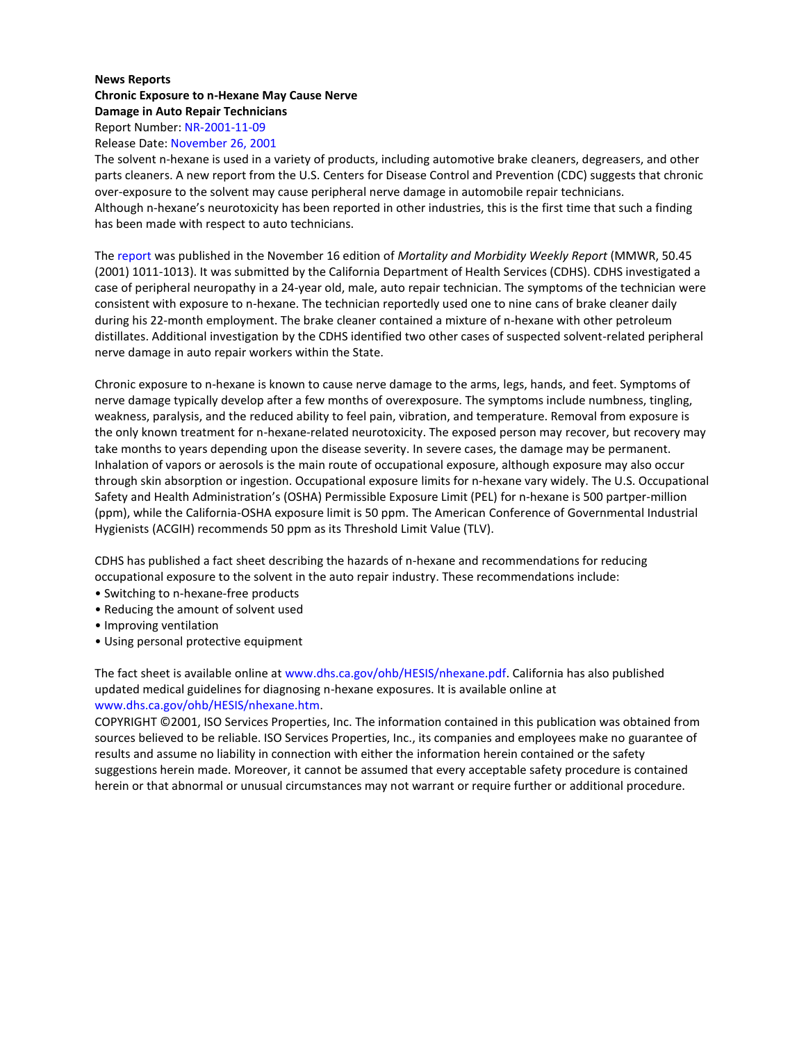**News Reports**
**Chronic Exposure to n-Hexane May Cause Nerve Damage in Auto Repair Technicians**

Report Number: NR-2001-11-09
Release Date: November 26, 2001

The solvent n-hexane is used in a variety of products, including automotive brake cleaners, degreasers, and other parts cleaners. A new report from the U.S. Centers for Disease Control and Prevention (CDC) suggests that chronic over-exposure to the solvent may cause peripheral nerve damage in automobile repair technicians.
Although n-hexane's neurotoxicity has been reported in other industries, this is the first time that such a finding has been made with respect to auto technicians.

The report was published in the November 16 edition of *Mortality and Morbidity Weekly Report* (MMWR, 50.45 (2001) 1011-1013). It was submitted by the California Department of Health Services (CDHS). CDHS investigated a case of peripheral neuropathy in a 24-year old, male, auto repair technician. The symptoms of the technician were consistent with exposure to n-hexane. The technician reportedly used one to nine cans of brake cleaner daily during his 22-month employment. The brake cleaner contained a mixture of n-hexane with other petroleum distillates. Additional investigation by the CDHS identified two other cases of suspected solvent-related peripheral nerve damage in auto repair workers within the State.

Chronic exposure to n-hexane is known to cause nerve damage to the arms, legs, hands, and feet. Symptoms of nerve damage typically develop after a few months of overexposure. The symptoms include numbness, tingling, weakness, paralysis, and the reduced ability to feel pain, vibration, and temperature. Removal from exposure is the only known treatment for n-hexane-related neurotoxicity. The exposed person may recover, but recovery may take months to years depending upon the disease severity. In severe cases, the damage may be permanent.
Inhalation of vapors or aerosols is the main route of occupational exposure, although exposure may also occur through skin absorption or ingestion. Occupational exposure limits for n-hexane vary widely. The U.S. Occupational Safety and Health Administration's (OSHA) Permissible Exposure Limit (PEL) for n-hexane is 500 partper-million (ppm), while the California-OSHA exposure limit is 50 ppm. The American Conference of Governmental Industrial Hygienists (ACGIH) recommends 50 ppm as its Threshold Limit Value (TLV).

CDHS has published a fact sheet describing the hazards of n-hexane and recommendations for reducing occupational exposure to the solvent in the auto repair industry. These recommendations include:

- Switching to n-hexane-free products
- Reducing the amount of solvent used
- Improving ventilation
- Using personal protective equipment

The fact sheet is available online at www.dhs.ca.gov/ohb/HESIS/nhexane.pdf. California has also published updated medical guidelines for diagnosing n-hexane exposures. It is available online at www.dhs.ca.gov/ohb/HESIS/nhexane.htm.

COPYRIGHT ©2001, ISO Services Properties, Inc. The information contained in this publication was obtained from sources believed to be reliable. ISO Services Properties, Inc., its companies and employees make no guarantee of results and assume no liability in connection with either the information herein contained or the safety suggestions herein made. Moreover, it cannot be assumed that every acceptable safety procedure is contained herein or that abnormal or unusual circumstances may not warrant or require further or additional procedure.